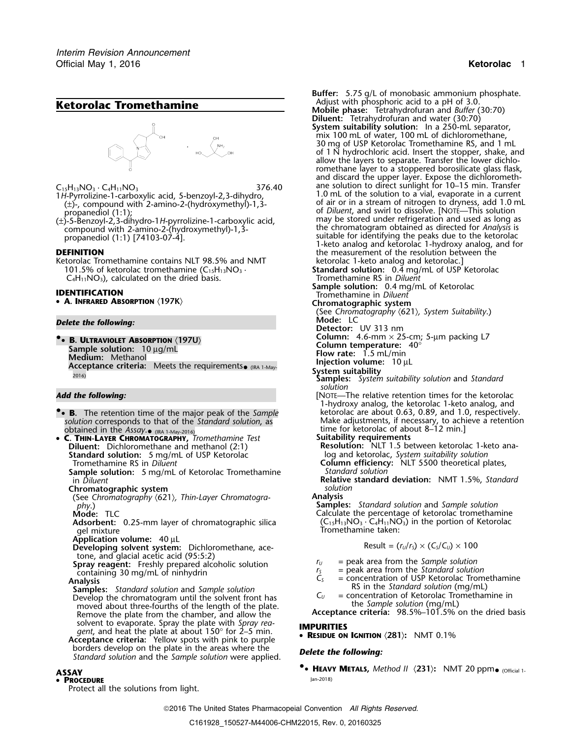## Ketorolac Tromethamine

$C_{15}H_{13}NO_3 \cdot C_4H_{11}NO_3$ 376.40

1*H*-Pyrrolizine-1-carboxylic acid, 5-benzoyl-2,3-dihydro, (±)-, compound with 2-amino-2-(hydroxymethyl)-1,3-propanediol (1:1);

(±)-5-Benzoyl-2,3-dihydro-1*H*-pyrrolizine-1-carboxylic acid, compound with 2-amino-2-(hydroxymethyl)-1,3-propanediol (1:1) [74103-07-4].

### DEFINITION

Ketorolac Tromethamine contains NLT 98.5% and NMT 101.5% of ketorolac tromethamine ($C_{15}H_{13}NO_3 \cdot C_4H_{11}NO_3$), calculated on the dried basis.

### IDENTIFICATION

- **A. Infrared Absorption ⟨197K⟩**

***Delete the following:***

- •**B. Ultraviolet Absorption ⟨197U⟩**
  **Sample solution:** 10 µg/mL
  **Medium:** Methanol
  **Acceptance criteria:** Meets the requirements• (IRA 1-May-2016)

***Add the following:***

- •**B.** The retention time of the major peak of the *Sample solution* corresponds to that of the *Standard solution*, as obtained in the *Assay*.• (IRA 1-May-2016)
- **C. Thin-Layer Chromatography,** *Tromethamine Test*
  **Diluent:** Dichloromethane and methanol (2:1)
  **Standard solution:** 5 mg/mL of USP Ketorolac Tromethamine RS in *Diluent*
  **Sample solution:** 5 mg/mL of Ketorolac Tromethamine in *Diluent*
  **Chromatographic system**
  (See *Chromatography* ⟨621⟩*, Thin-Layer Chromatography*.)
  **Mode:** TLC
  **Adsorbent:** 0.25-mm layer of chromatographic silica gel mixture
  **Application volume:** 40 µL
  **Developing solvent system:** Dichloromethane, acetone, and glacial acetic acid (95:5:2)
  **Spray reagent:** Freshly prepared alcoholic solution containing 30 mg/mL of ninhydrin
  **Analysis**
  **Samples:** *Standard solution* and *Sample solution*
  Develop the chromatogram until the solvent front has moved about three-fourths of the length of the plate. Remove the plate from the chamber, and allow the solvent to evaporate. Spray the plate with *Spray reagent*, and heat the plate at about 150° for 2–5 min.
  **Acceptance criteria:** Yellow spots with pink to purple borders develop on the plate in the areas where the *Standard solution* and the *Sample solution* were applied.

### ASSAY

- **Procedure**

Protect all the solutions from light.

**Buffer:** 5.75 g/L of monobasic ammonium phosphate. Adjust with phosphoric acid to a pH of 3.0.

**Mobile phase:** Tetrahydrofuran and *Buffer* (30:70)

**Diluent:** Tetrahydrofuran and water (30:70)

**System suitability solution:** In a 250-mL separator, mix 100 mL of water, 100 mL of dichloromethane, 30 mg of USP Ketorolac Tromethamine RS, and 1 mL of 1 N hydrochloric acid. Insert the stopper, shake, and allow the layers to separate. Transfer the lower dichloromethane layer to a stoppered borosilicate glass flask, and discard the upper layer. Expose the dichloromethane solution to direct sunlight for 10–15 min. Transfer 1.0 mL of the solution to a vial, evaporate in a current of air or in a stream of nitrogen to dryness, add 1.0 mL of *Diluent*, and swirl to dissolve. [Note—This solution may be stored under refrigeration and used as long as the chromatogram obtained as directed for *Analysis* is suitable for identifying the peaks due to the ketorolac 1-keto analog and ketorolac 1-hydroxy analog, and for the measurement of the resolution between the ketorolac 1-keto analog and ketorolac.]

**Standard solution:** 0.4 mg/mL of USP Ketorolac Tromethamine RS in *Diluent*

**Sample solution:** 0.4 mg/mL of Ketorolac Tromethamine in *Diluent*

**Chromatographic system**

(See *Chromatography* ⟨621⟩*, System Suitability*.)

**Mode:** LC

**Detector:** UV 313 nm

**Column:** 4.6-mm × 25-cm; 5-µm packing L7

**Column temperature:** 40°

**Flow rate:** 1.5 mL/min

**Injection volume:** 10 µL

**System suitability**

**Samples:** *System suitability solution* and *Standard solution*

[Note—The relative retention times for the ketorolac 1-hydroxy analog, the ketorolac 1-keto analog, and ketorolac are about 0.63, 0.89, and 1.0, respectively. Make adjustments, if necessary, to achieve a retention time for ketorolac of about 8–12 min.]

**Suitability requirements**

**Resolution:** NLT 1.5 between ketorolac 1-keto analog and ketorolac, *System suitability solution*

**Column efficiency:** NLT 5500 theoretical plates, *Standard solution*

**Relative standard deviation:** NMT 1.5%, *Standard solution*

**Analysis**

**Samples:** *Standard solution* and *Sample solution*

Calculate the percentage of ketorolac tromethamine ($C_{15}H_{13}NO_3 \cdot C_4H_{11}NO_3$) in the portion of Ketorolac Tromethamine taken:

$$\text{Result} = (r_U/r_S) \times (C_S/C_U) \times 100$$

- $r_U$ = peak area from the *Sample solution*
- $r_S$ = peak area from the *Standard solution*
- $C_S$ = concentration of USP Ketorolac Tromethamine RS in the *Standard solution* (mg/mL)
- $C_U$ = concentration of Ketorolac Tromethamine in the *Sample solution* (mg/mL)

**Acceptance criteria:** 98.5%–101.5% on the dried basis

### IMPURITIES

- **Residue on Ignition ⟨281⟩:** NMT 0.1%

***Delete the following:***

- •**Heavy Metals,** *Method II* **⟨231⟩:** NMT 20 ppm• (Official 1-Jan-2018)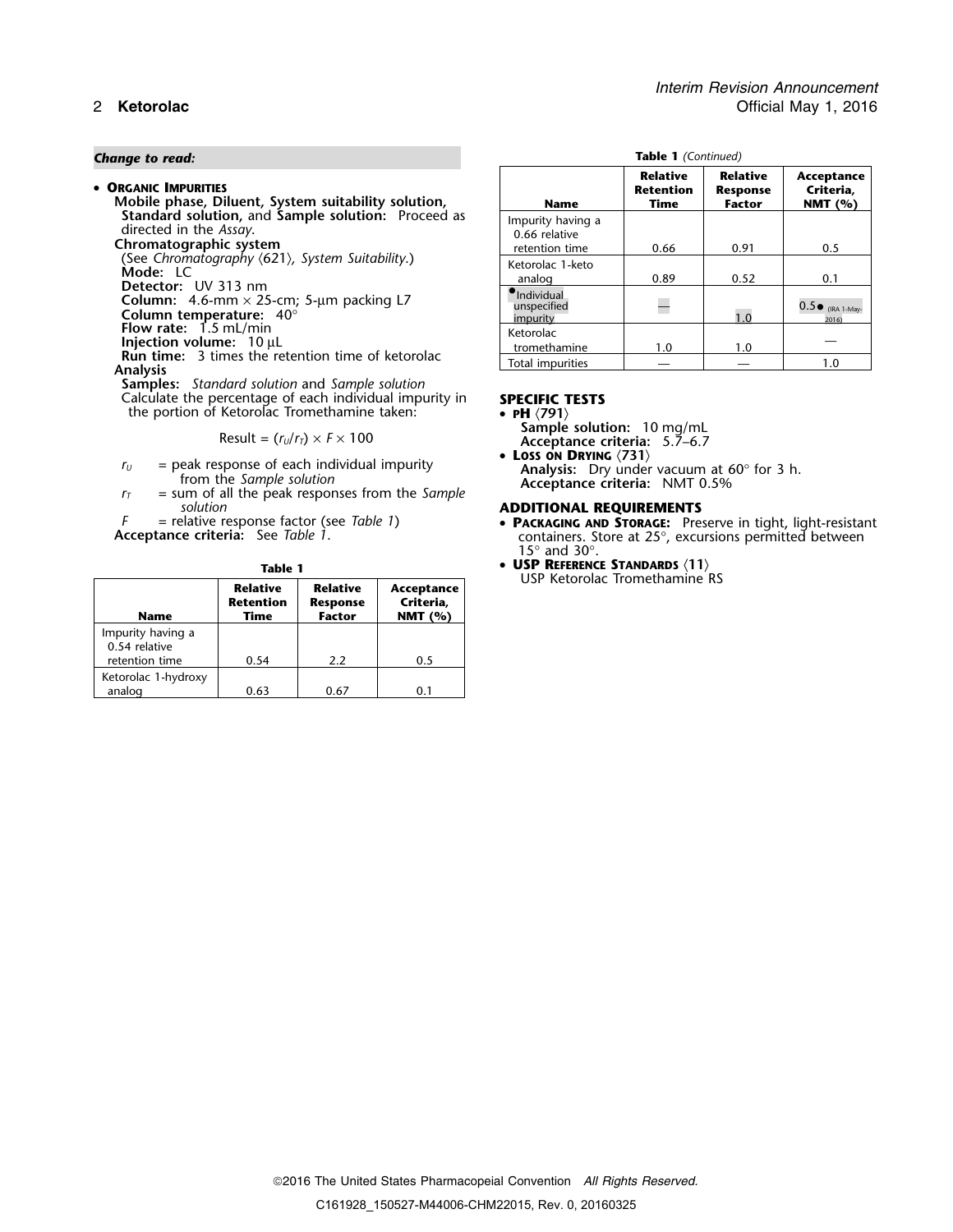*Change to read:*

- **Organic Impurities**

**Mobile phase, Diluent, System suitability solution, Standard solution,** and **Sample solution:** Proceed as directed in the *Assay*.

**Chromatographic system**

(See *Chromatography* ⟨621⟩, *System Suitability*.)

**Mode:** LC

**Detector:** UV 313 nm

**Column:** 4.6-mm × 25-cm; 5-µm packing L7

**Column temperature:** 40°

**Flow rate:** 1.5 mL/min

**Injection volume:** 10 µL

**Run time:** 3 times the retention time of ketorolac

**Analysis**

**Samples:** *Standard solution* and *Sample solution*

Calculate the percentage of each individual impurity in the portion of Ketorolac Tromethamine taken:

$$\text{Result} = (r_U/r_T) \times F \times 100$$

$r_U$ = peak response of each individual impurity from the *Sample solution*

$r_T$ = sum of all the peak responses from the *Sample solution*

$F$ = relative response factor (see *Table 1*)

**Acceptance criteria:** See *Table 1*.

**Table 1**

| Name | Relative Retention Time | Relative Response Factor | Acceptance Criteria, NMT (%) |
|---|---|---|---|
| Impurity having a 0.54 relative retention time | 0.54 | 2.2 | 0.5 |
| Ketorolac 1-hydroxy analog | 0.63 | 0.67 | 0.1 |
| Impurity having a 0.66 relative retention time | 0.66 | 0.91 | 0.5 |
| Ketorolac 1-keto analog | 0.89 | 0.52 | 0.1 |
| ●Individual unspecified impurity | — | 1.0 | 0.5● (IRA 1-May-2016) |
| Ketorolac tromethamine | 1.0 | 1.0 | — |
| Total impurities | — | — | 1.0 |

## SPECIFIC TESTS

- **pH** ⟨791⟩

**Sample solution:** 10 mg/mL

**Acceptance criteria:** 5.7–6.7

- **Loss on Drying** ⟨731⟩

**Analysis:** Dry under vacuum at 60° for 3 h.

**Acceptance criteria:** NMT 0.5%

## ADDITIONAL REQUIREMENTS

- **Packaging and Storage:** Preserve in tight, light-resistant containers. Store at 25°, excursions permitted between 15° and 30°.
- **USP Reference Standards** ⟨11⟩

USP Ketorolac Tromethamine RS